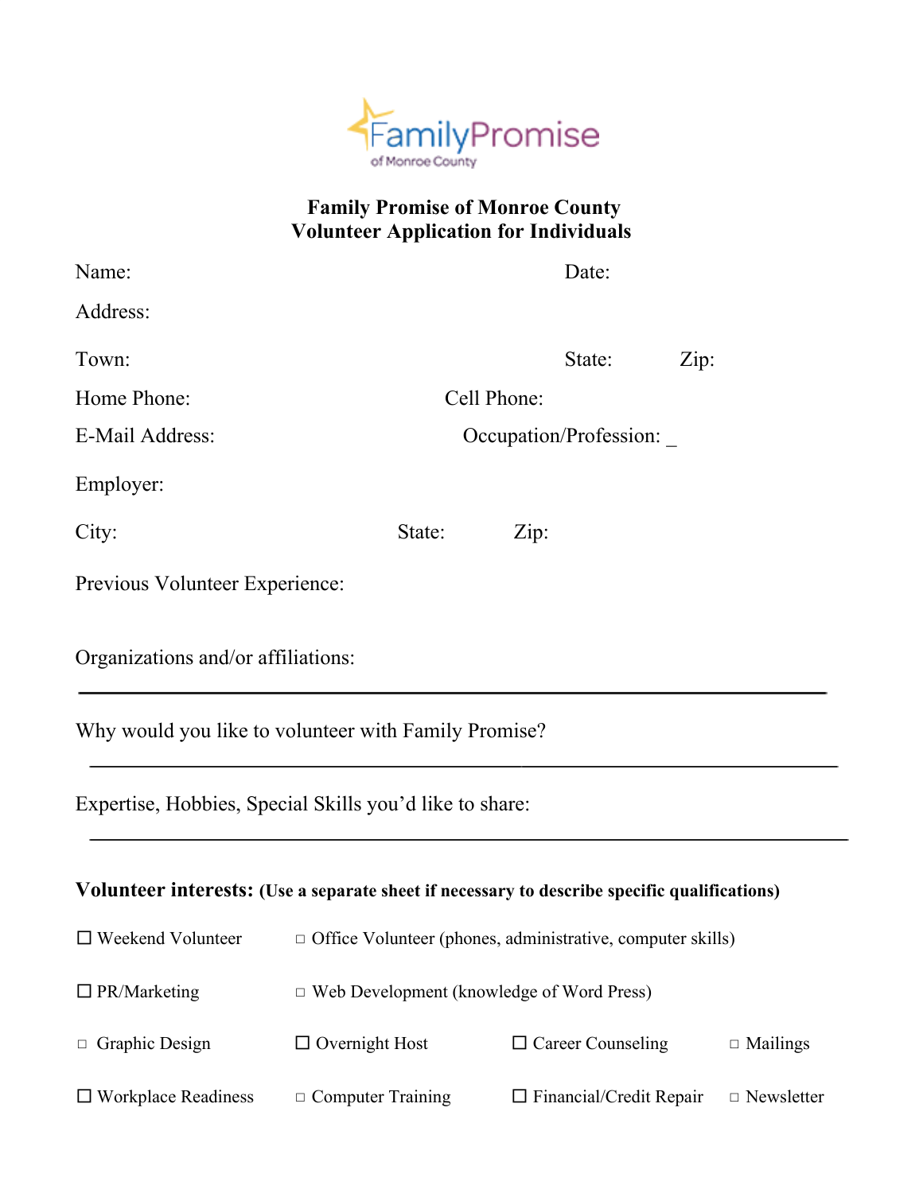FamilyPromise
of Monroe County

# Family Promise of Monroe County
## Volunteer Application for Individuals

Name: Date:

Address:

Town: State: Zip:

Home Phone: Cell Phone:

E-Mail Address: Occupation/Profession: _

Employer:

City: State: Zip:

Previous Volunteer Experience:

Organizations and/or affiliations:

---

Why would you like to volunteer with Family Promise?

---

Expertise, Hobbies, Special Skills you'd like to share:

---

**Volunteer interests: (Use a separate sheet if necessary to describe specific qualifications)**

☐ Weekend Volunteer ☐ Office Volunteer (phones, administrative, computer skills)

☐ PR/Marketing ☐ Web Development (knowledge of Word Press)

☐ Graphic Design ☐ Overnight Host ☐ Career Counseling ☐ Mailings

☐ Workplace Readiness ☐ Computer Training ☐ Financial/Credit Repair ☐ Newsletter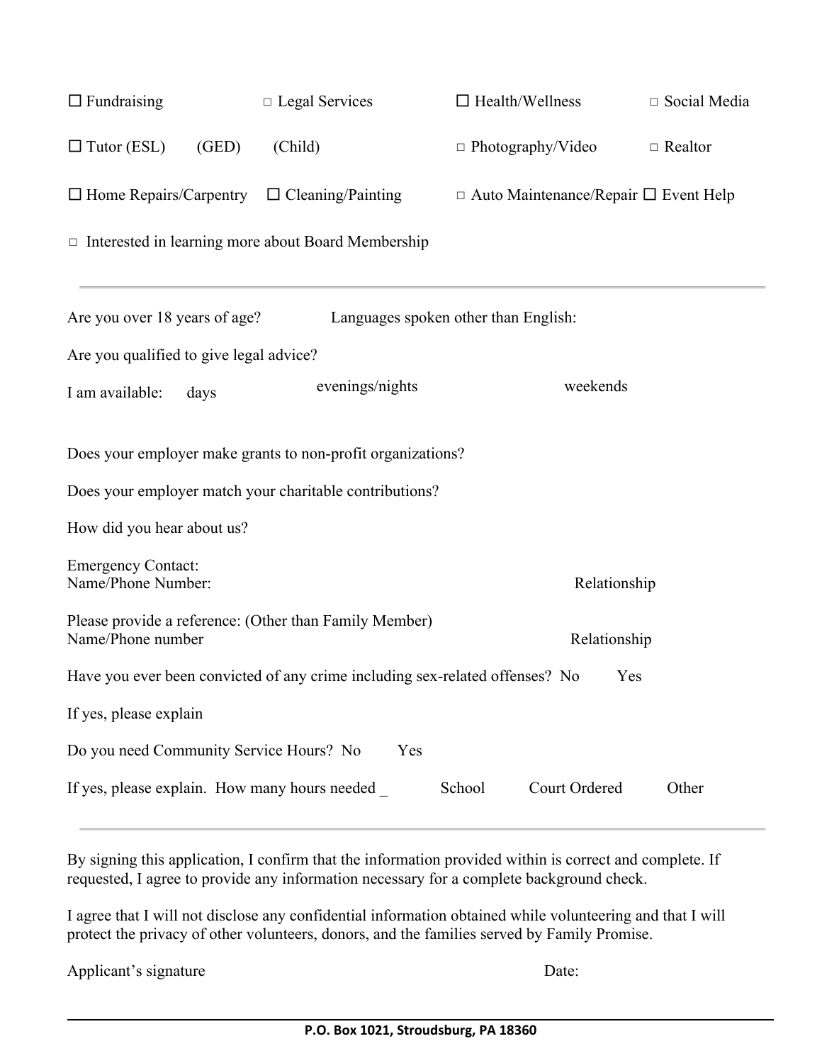☐ Fundraising ☐ Legal Services ☐ Health/Wellness ☐ Social Media

☐ Tutor (ESL) (GED) (Child) ☐ Photography/Video ☐ Realtor

☐ Home Repairs/Carpentry ☐ Cleaning/Painting ☐ Auto Maintenance/Repair ☐ Event Help

☐ Interested in learning more about Board Membership

---

Are you over 18 years of age? Languages spoken other than English:

Are you qualified to give legal advice?

I am available: days evenings/nights weekends

Does your employer make grants to non-profit organizations?

Does your employer match your charitable contributions?

How did you hear about us?

Emergency Contact:
Name/Phone Number: Relationship

Please provide a reference: (Other than Family Member)
Name/Phone number Relationship

Have you ever been convicted of any crime including sex-related offenses? No Yes

If yes, please explain

Do you need Community Service Hours? No Yes

If yes, please explain. How many hours needed _ School Court Ordered Other

---

By signing this application, I confirm that the information provided within is correct and complete. If requested, I agree to provide any information necessary for a complete background check.

I agree that I will not disclose any confidential information obtained while volunteering and that I will protect the privacy of other volunteers, donors, and the families served by Family Promise.

Applicant's signature Date:

**P.O. Box 1021, Stroudsburg, PA 18360**